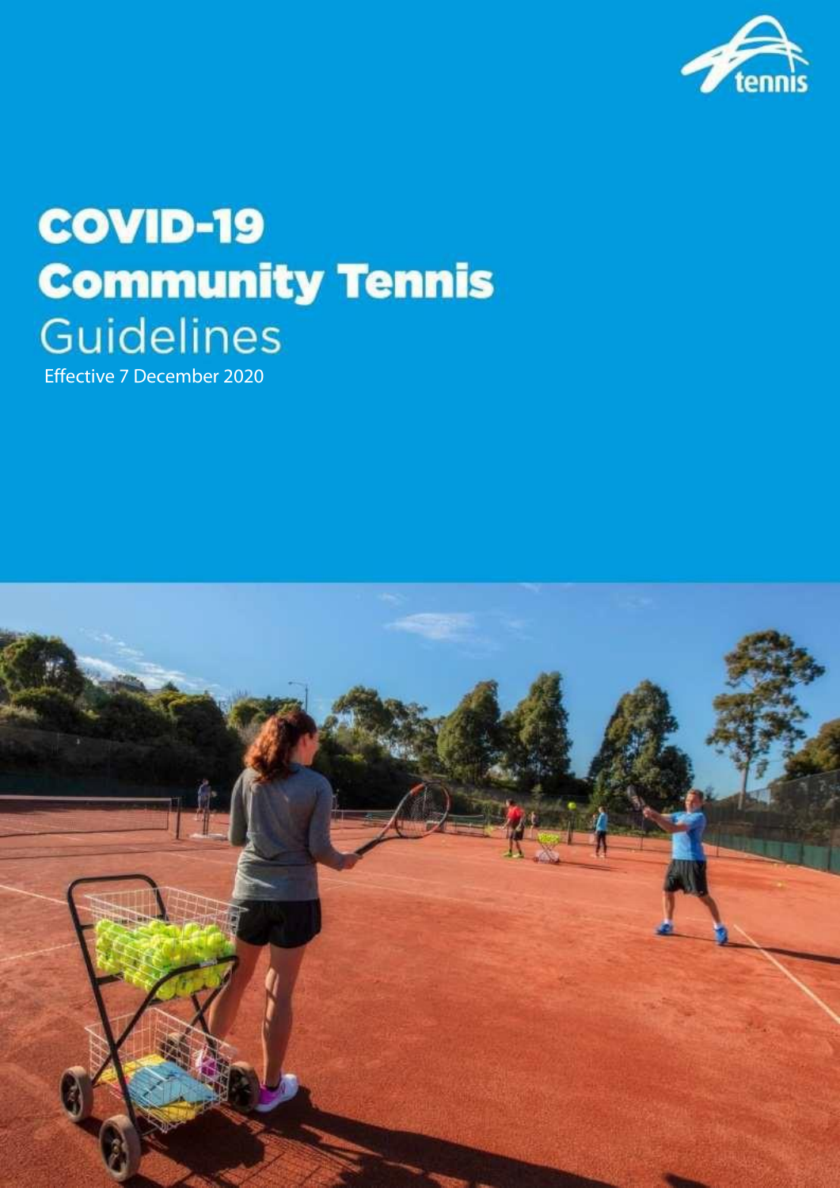# COVID-19 Community Tennis Guidelines

Effective 7 December 2020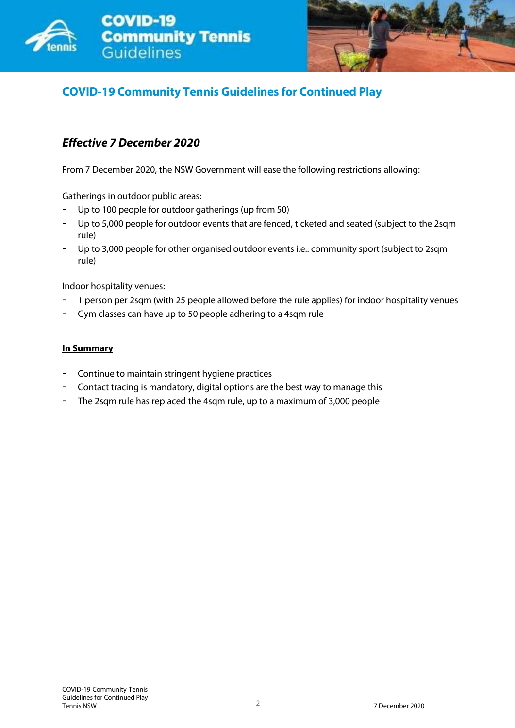## COVID-19 Community Tennis Guidelines for Continued Play

### *Effective 7 December 2020*

From 7 December 2020, the NSW Government will ease the following restrictions allowing:

Gatherings in outdoor public areas:

- Up to 100 people for outdoor gatherings (up from 50)
- Up to 5,000 people for outdoor events that are fenced, ticketed and seated (subject to the 2sqm rule)
- Up to 3,000 people for other organised outdoor events i.e.: community sport (subject to 2sqm rule)

Indoor hospitality venues:

- 1 person per 2sqm (with 25 people allowed before the rule applies) for indoor hospitality venues
- Gym classes can have up to 50 people adhering to a 4sqm rule

**In Summary**

- Continue to maintain stringent hygiene practices
- Contact tracing is mandatory, digital options are the best way to manage this
- The 2sqm rule has replaced the 4sqm rule, up to a maximum of 3,000 people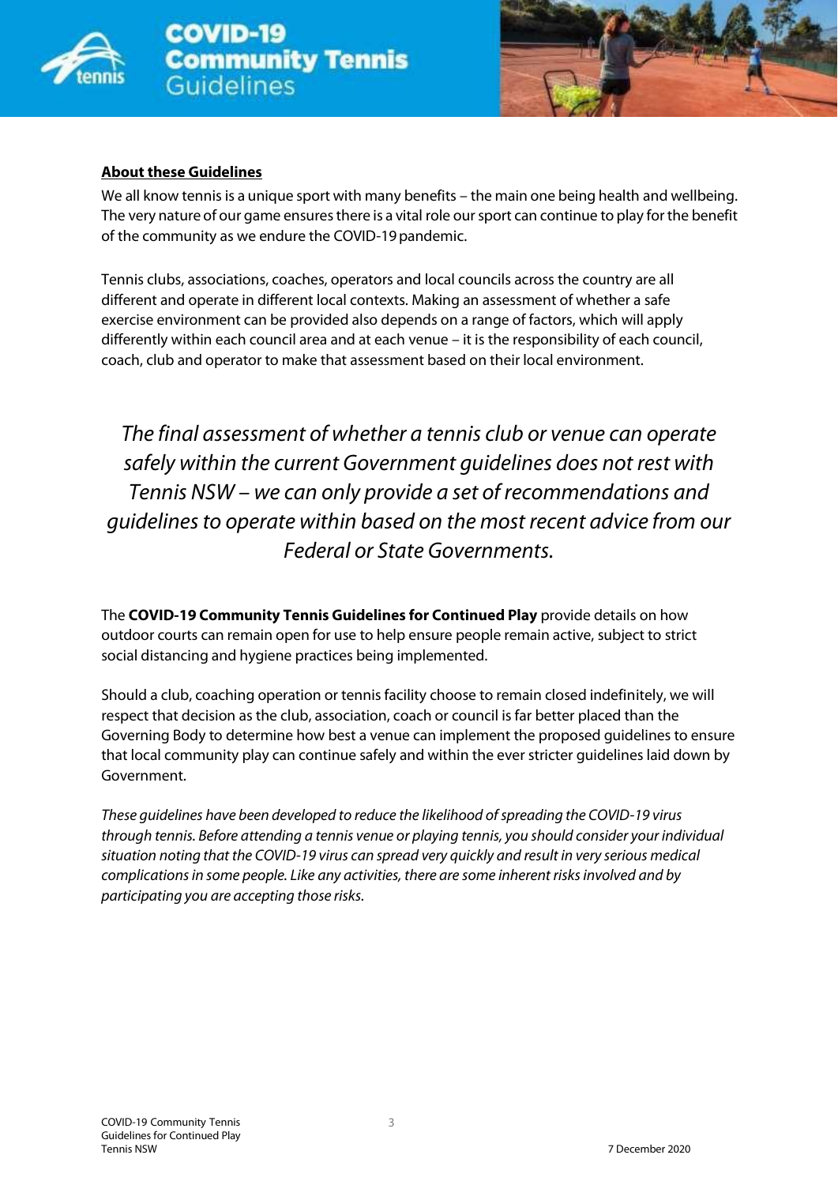## About these Guidelines

We all know tennis is a unique sport with many benefits – the main one being health and wellbeing. The very nature of our game ensures there is a vital role our sport can continue to play for the benefit of the community as we endure the COVID-19 pandemic.

Tennis clubs, associations, coaches, operators and local councils across the country are all different and operate in different local contexts. Making an assessment of whether a safe exercise environment can be provided also depends on a range of factors, which will apply differently within each council area and at each venue – it is the responsibility of each council, coach, club and operator to make that assessment based on their local environment.

*The final assessment of whether a tennis club or venue can operate safely within the current Government guidelines does not rest with Tennis NSW – we can only provide a set of recommendations and guidelines to operate within based on the most recent advice from our Federal or State Governments.*

The **COVID-19 Community Tennis Guidelines for Continued Play** provide details on how outdoor courts can remain open for use to help ensure people remain active, subject to strict social distancing and hygiene practices being implemented.

Should a club, coaching operation or tennis facility choose to remain closed indefinitely, we will respect that decision as the club, association, coach or council is far better placed than the Governing Body to determine how best a venue can implement the proposed guidelines to ensure that local community play can continue safely and within the ever stricter guidelines laid down by Government.

*These guidelines have been developed to reduce the likelihood of spreading the COVID-19 virus through tennis. Before attending a tennis venue or playing tennis, you should consider your individual situation noting that the COVID-19 virus can spread very quickly and result in very serious medical complications in some people. Like any activities, there are some inherent risks involved and by participating you are accepting those risks.*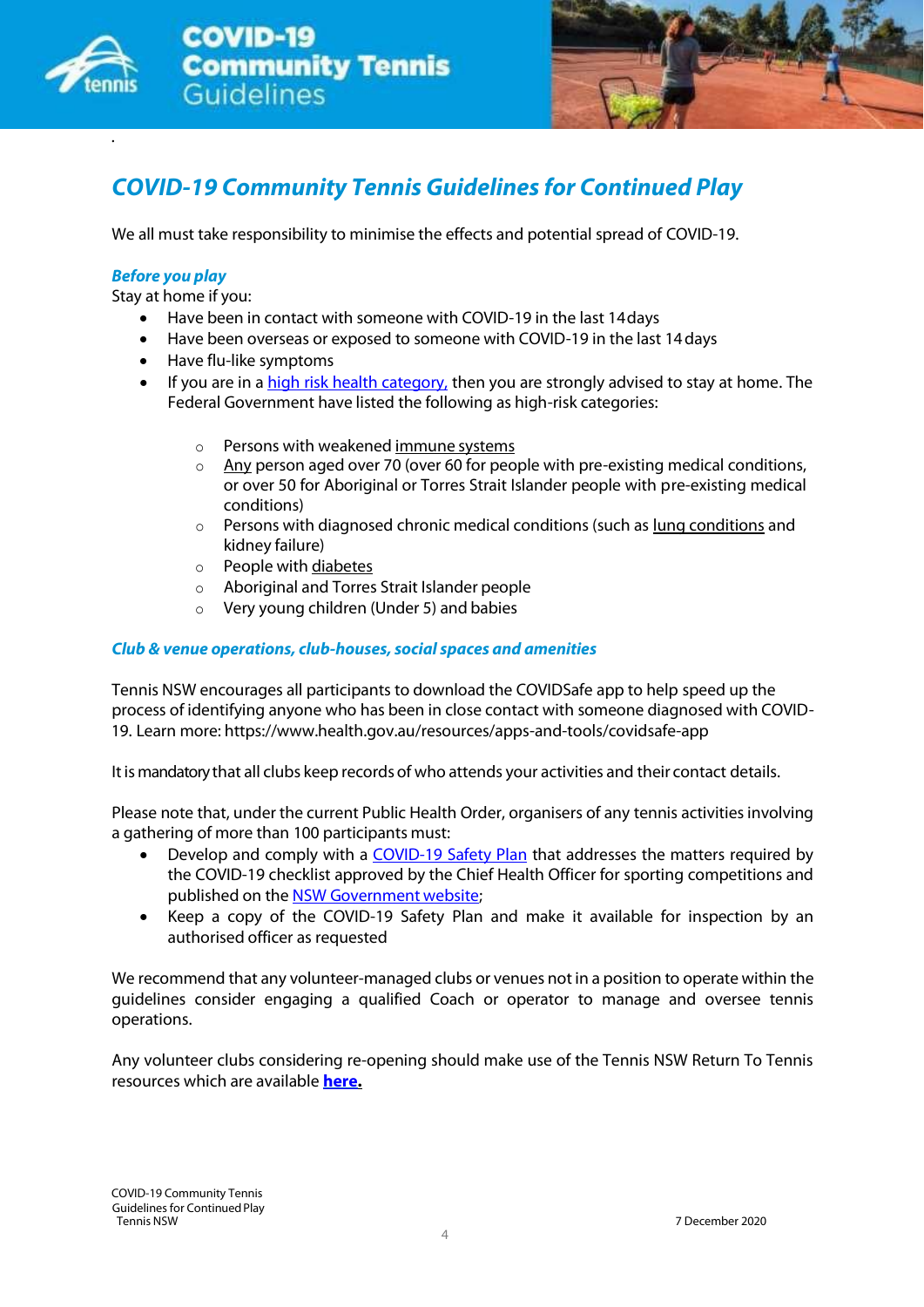## COVID-19 Community Tennis Guidelines for Continued Play

We all must take responsibility to minimise the effects and potential spread of COVID-19.

### *Before you play*

Stay at home if you:

- Have been in contact with someone with COVID-19 in the last 14days
- Have been overseas or exposed to someone with COVID-19 in the last 14 days
- Have flu-like symptoms
- If you are in a high risk health category, then you are strongly advised to stay at home. The Federal Government have listed the following as high-risk categories:
  - Persons with weakened immune systems
  - Any person aged over 70 (over 60 for people with pre-existing medical conditions, or over 50 for Aboriginal or Torres Strait Islander people with pre-existing medical conditions)
  - Persons with diagnosed chronic medical conditions (such as lung conditions and kidney failure)
  - People with diabetes
  - Aboriginal and Torres Strait Islander people
  - Very young children (Under 5) and babies

### *Club & venue operations, club-houses, social spaces and amenities*

Tennis NSW encourages all participants to download the COVIDSafe app to help speed up the process of identifying anyone who has been in close contact with someone diagnosed with COVID-19. Learn more: https://www.health.gov.au/resources/apps-and-tools/covidsafe-app

It is mandatory that all clubs keep records of who attends your activities and their contact details.

Please note that, under the current Public Health Order, organisers of any tennis activities involving a gathering of more than 100 participants must:

- Develop and comply with a COVID-19 Safety Plan that addresses the matters required by the COVID-19 checklist approved by the Chief Health Officer for sporting competitions and published on the NSW Government website;
- Keep a copy of the COVID-19 Safety Plan and make it available for inspection by an authorised officer as requested

We recommend that any volunteer-managed clubs or venues not in a position to operate within the guidelines consider engaging a qualified Coach or operator to manage and oversee tennis operations.

Any volunteer clubs considering re-opening should make use of the Tennis NSW Return To Tennis resources which are available **here.**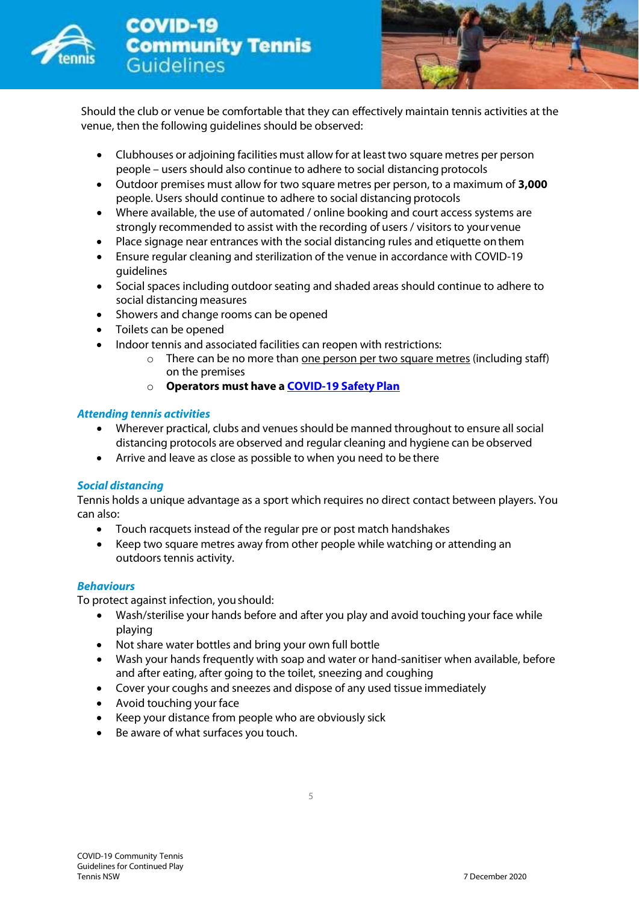Should the club or venue be comfortable that they can effectively maintain tennis activities at the venue, then the following guidelines should be observed:

- Clubhouses or adjoining facilities must allow for at least two square metres per person people – users should also continue to adhere to social distancing protocols
- Outdoor premises must allow for two square metres per person, to a maximum of **3,000** people. Users should continue to adhere to social distancing protocols
- Where available, the use of automated / online booking and court access systems are strongly recommended to assist with the recording of users / visitors to your venue
- Place signage near entrances with the social distancing rules and etiquette on them
- Ensure regular cleaning and sterilization of the venue in accordance with COVID-19 guidelines
- Social spaces including outdoor seating and shaded areas should continue to adhere to social distancing measures
- Showers and change rooms can be opened
- Toilets can be opened
- Indoor tennis and associated facilities can reopen with restrictions:
  - There can be no more than <u>one person per two square metres</u> (including staff) on the premises
  - **Operators must have a [COVID-19 Safety Plan]()**

### *Attending tennis activities*

- Wherever practical, clubs and venues should be manned throughout to ensure all social distancing protocols are observed and regular cleaning and hygiene can be observed
- Arrive and leave as close as possible to when you need to be there

### *Social distancing*

Tennis holds a unique advantage as a sport which requires no direct contact between players. You can also:

- Touch racquets instead of the regular pre or post match handshakes
- Keep two square metres away from other people while watching or attending an outdoors tennis activity.

### *Behaviours*

To protect against infection, you should:

- Wash/sterilise your hands before and after you play and avoid touching your face while playing
- Not share water bottles and bring your own full bottle
- Wash your hands frequently with soap and water or hand-sanitiser when available, before and after eating, after going to the toilet, sneezing and coughing
- Cover your coughs and sneezes and dispose of any used tissue immediately
- Avoid touching your face
- Keep your distance from people who are obviously sick
- Be aware of what surfaces you touch.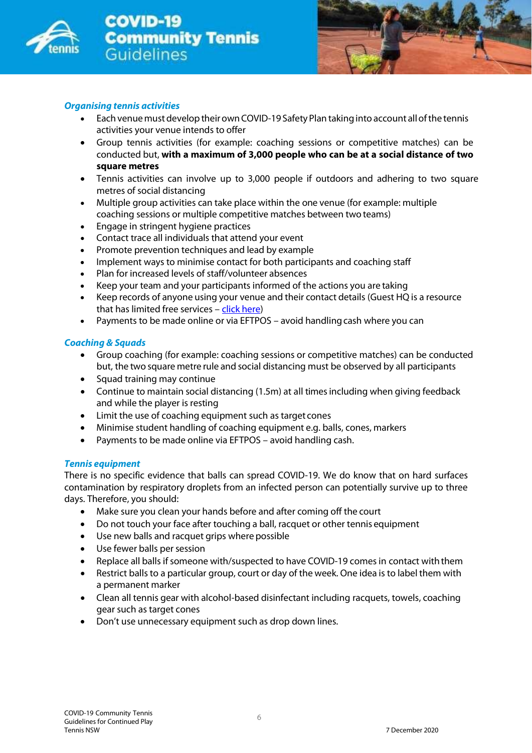### *Organising tennis activities*

- Each venue must develop their own COVID-19 Safety Plan taking into account all of the tennis activities your venue intends to offer
- Group tennis activities (for example: coaching sessions or competitive matches) can be conducted but, **with a maximum of 3,000 people who can be at a social distance of two square metres**
- Tennis activities can involve up to 3,000 people if outdoors and adhering to two square metres of social distancing
- Multiple group activities can take place within the one venue (for example: multiple coaching sessions or multiple competitive matches between two teams)
- Engage in stringent hygiene practices
- Contact trace all individuals that attend your event
- Promote prevention techniques and lead by example
- Implement ways to minimise contact for both participants and coaching staff
- Plan for increased levels of staff/volunteer absences
- Keep your team and your participants informed of the actions you are taking
- Keep records of anyone using your venue and their contact details (Guest HQ is a resource that has limited free services – click here)
- Payments to be made online or via EFTPOS – avoid handling cash where you can

### *Coaching & Squads*

- Group coaching (for example: coaching sessions or competitive matches) can be conducted but, the two square metre rule and social distancing must be observed by all participants
- Squad training may continue
- Continue to maintain social distancing (1.5m) at all times including when giving feedback and while the player is resting
- Limit the use of coaching equipment such as target cones
- Minimise student handling of coaching equipment e.g. balls, cones, markers
- Payments to be made online via EFTPOS – avoid handling cash.

### *Tennis equipment*

There is no specific evidence that balls can spread COVID-19. We do know that on hard surfaces contamination by respiratory droplets from an infected person can potentially survive up to three days. Therefore, you should:

- Make sure you clean your hands before and after coming off the court
- Do not touch your face after touching a ball, racquet or other tennis equipment
- Use new balls and racquet grips where possible
- Use fewer balls per session
- Replace all balls if someone with/suspected to have COVID-19 comes in contact with them
- Restrict balls to a particular group, court or day of the week. One idea is to label them with a permanent marker
- Clean all tennis gear with alcohol-based disinfectant including racquets, towels, coaching gear such as target cones
- Don't use unnecessary equipment such as drop down lines.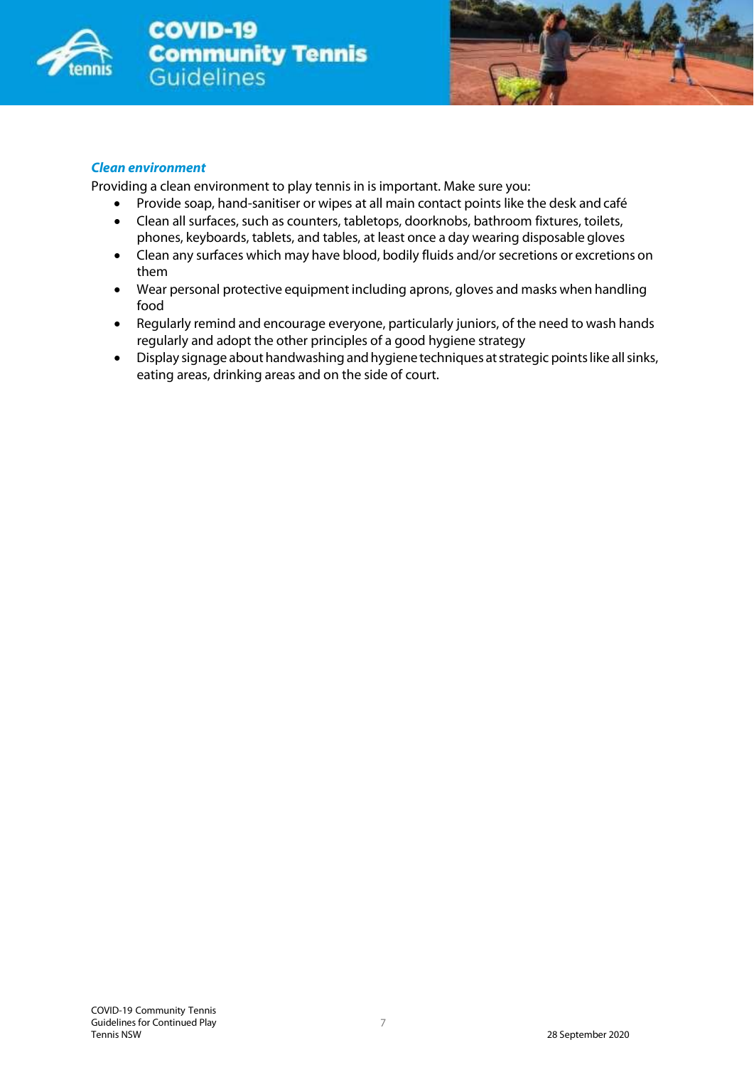### *Clean environment*

Providing a clean environment to play tennis in is important. Make sure you:

- Provide soap, hand-sanitiser or wipes at all main contact points like the desk and café
- Clean all surfaces, such as counters, tabletops, doorknobs, bathroom fixtures, toilets, phones, keyboards, tablets, and tables, at least once a day wearing disposable gloves
- Clean any surfaces which may have blood, bodily fluids and/or secretions or excretions on them
- Wear personal protective equipment including aprons, gloves and masks when handling food
- Regularly remind and encourage everyone, particularly juniors, of the need to wash hands regularly and adopt the other principles of a good hygiene strategy
- Display signage about handwashing and hygiene techniques at strategic points like all sinks, eating areas, drinking areas and on the side of court.